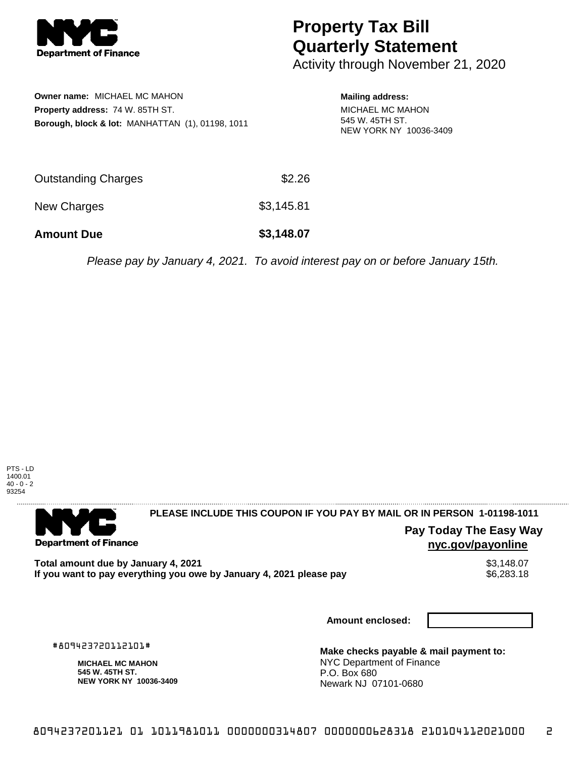# Property Tax Bill Quarterly Statement

Activity through November 21, 2020

**Owner name:** MICHAEL MC MAHON
**Property address:** 74 W. 85TH ST.
**Borough, block & lot:** MANHATTAN (1), 01198, 1011

**Mailing address:**
MICHAEL MC MAHON
545 W. 45TH ST.
NEW YORK NY 10036-3409

| | |
|---|---|
| Outstanding Charges | $2.26 |
| New Charges | $3,145.81 |
| **Amount Due** | **$3,148.07** |

*Please pay by January 4, 2021. To avoid interest pay on or before January 15th.*

PTS - LD
1400.01
40 - 0 - 2
93254

**PLEASE INCLUDE THIS COUPON IF YOU PAY BY MAIL OR IN PERSON 1-01198-1011**

**Pay Today The Easy Way**
**nyc.gov/payonline**

| | |
|---|---|
| **Total amount due by January 4, 2021** | $3,148.07 |
| **If you want to pay everything you owe by January 4, 2021 please pay** | $6,283.18 |

**Amount enclosed:**

#809423720112101#

**MICHAEL MC MAHON**
**545 W. 45TH ST.**
**NEW YORK NY 10036-3409**

**Make checks payable & mail payment to:**
NYC Department of Finance
P.O. Box 680
Newark NJ 07101-0680

8094237201121 01 1011981011 0000000314807 0000000628318 210104112021000 2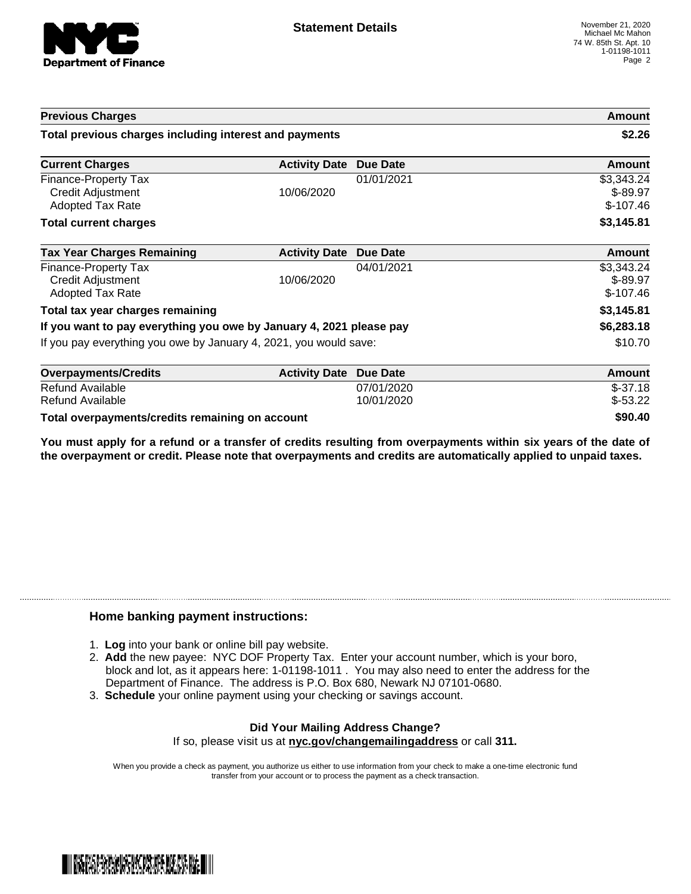# Statement Details

November 21, 2020
Michael Mc Mahon
74 W. 85th St. Apt. 10
1-01198-1011

| Previous Charges | | | Amount |
| --- | --- | --- | --- |
| **Total previous charges including interest and payments** | | | **$2.26** |

| Current Charges | Activity Date | Due Date | Amount |
| --- | --- | --- | --- |
| Finance-Property Tax | | 01/01/2021 | $3,343.24 |
| Credit Adjustment | 10/06/2020 | | $-89.97 |
| Adopted Tax Rate | | | $-107.46 |
| **Total current charges** | | | **$3,145.81** |

| Tax Year Charges Remaining | Activity Date | Due Date | Amount |
| --- | --- | --- | --- |
| Finance-Property Tax | | 04/01/2021 | $3,343.24 |
| Credit Adjustment | 10/06/2020 | | $-89.97 |
| Adopted Tax Rate | | | $-107.46 |
| **Total tax year charges remaining** | | | **$3,145.81** |
| **If you want to pay everything you owe by January 4, 2021 please pay** | | | **$6,283.18** |
| If you pay everything you owe by January 4, 2021, you would save: | | | $10.70 |

| Overpayments/Credits | Activity Date | Due Date | Amount |
| --- | --- | --- | --- |
| Refund Available | | 07/01/2020 | $-37.18 |
| Refund Available | | 10/01/2020 | $-53.22 |
| **Total overpayments/credits remaining on account** | | | **$90.40** |

**You must apply for a refund or a transfer of credits resulting from overpayments within six years of the date of the overpayment or credit. Please note that overpayments and credits are automatically applied to unpaid taxes.**

## Home banking payment instructions:

1. **Log** into your bank or online bill pay website.
2. **Add** the new payee: NYC DOF Property Tax. Enter your account number, which is your boro, block and lot, as it appears here: 1-01198-1011 . You may also need to enter the address for the Department of Finance. The address is P.O. Box 680, Newark NJ 07101-0680.
3. **Schedule** your online payment using your checking or savings account.

**Did Your Mailing Address Change?**

If so, please visit us at **nyc.gov/changemailingaddress** or call **311.**

When you provide a check as payment, you authorize us either to use information from your check to make a one-time electronic fund transfer from your account or to process the payment as a check transaction.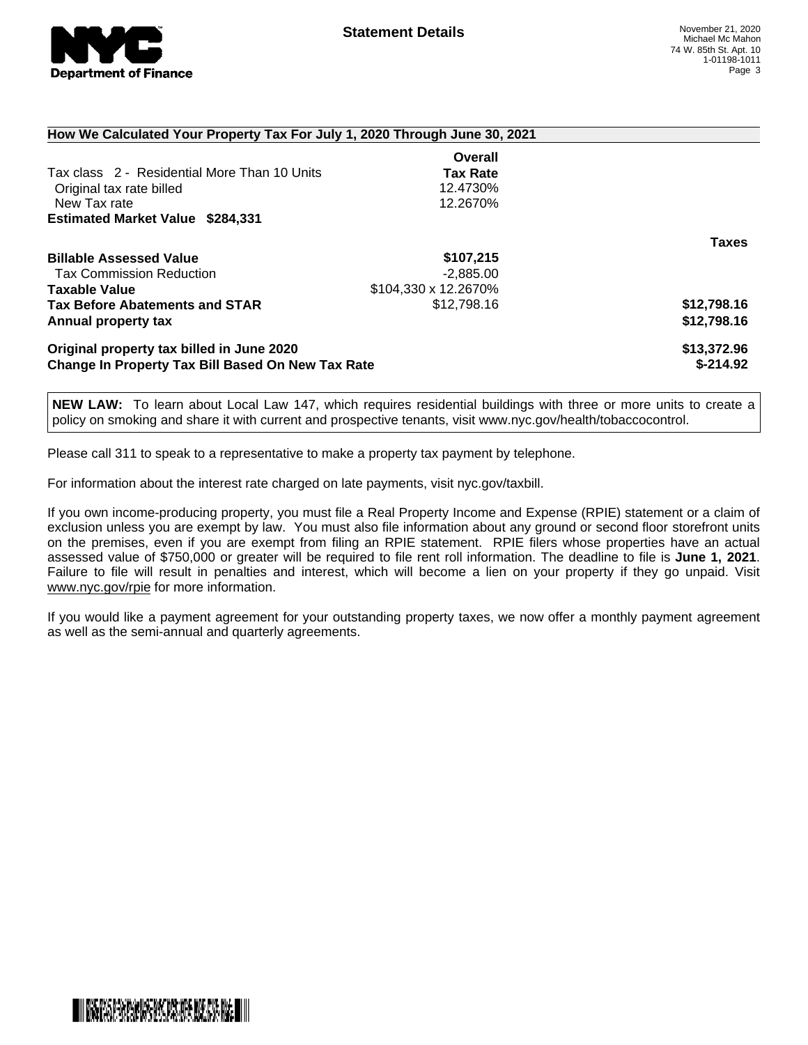**Statement Details**

November 21, 2020
Michael Mc Mahon
74 W. 85th St. Apt. 10
1-01198-1011

## How We Calculated Your Property Tax For July 1, 2020 Through June 30, 2021

| | Overall Tax Rate | |
|---|---|---|
| Tax class 2 - Residential More Than 10 Units | | |
| Original tax rate billed | 12.4730% | |
| New Tax rate | 12.2670% | |
| **Estimated Market Value $284,331** | | |
| | | **Taxes** |
| **Billable Assessed Value** | **$107,215** | |
| Tax Commission Reduction | -2,885.00 | |
| **Taxable Value** | $104,330 x 12.2670% | |
| **Tax Before Abatements and STAR** | $12,798.16 | **$12,798.16** |
| **Annual property tax** | | **$12,798.16** |
| **Original property tax billed in June 2020** | | **$13,372.96** |
| **Change In Property Tax Bill Based On New Tax Rate** | | **$-214.92** |

**NEW LAW:** To learn about Local Law 147, which requires residential buildings with three or more units to create a policy on smoking and share it with current and prospective tenants, visit www.nyc.gov/health/tobaccocontrol.

Please call 311 to speak to a representative to make a property tax payment by telephone.

For information about the interest rate charged on late payments, visit nyc.gov/taxbill.

If you own income-producing property, you must file a Real Property Income and Expense (RPIE) statement or a claim of exclusion unless you are exempt by law. You must also file information about any ground or second floor storefront units on the premises, even if you are exempt from filing an RPIE statement. RPIE filers whose properties have an actual assessed value of $750,000 or greater will be required to file rent roll information. The deadline to file is **June 1, 2021**. Failure to file will result in penalties and interest, which will become a lien on your property if they go unpaid. Visit www.nyc.gov/rpie for more information.

If you would like a payment agreement for your outstanding property taxes, we now offer a monthly payment agreement as well as the semi-annual and quarterly agreements.